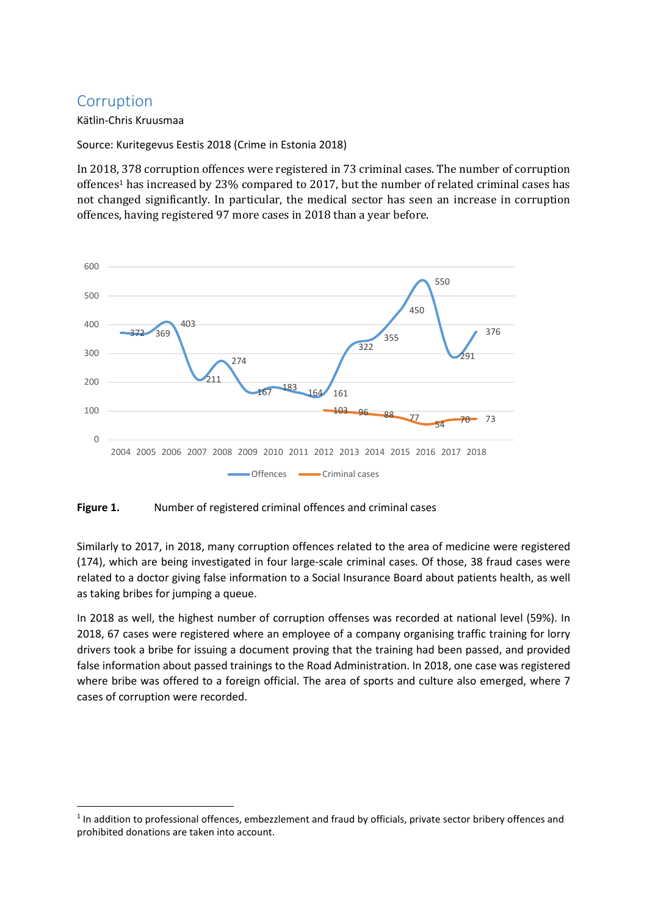# Corruption

Kätlin-Chris Kruusmaa

Source: Kuritegevus Eestis 2018 (Crime in Estonia 2018)

In 2018, 378 corruption offences were registered in 73 criminal cases. The number of corruption offences[1] has increased by 23% compared to 2017, but the number of related criminal cases has not changed significantly. In particular, the medical sector has seen an increase in corruption offences, having registered 97 more cases in 2018 than a year before.

**Figure 1.** Number of registered criminal offences and criminal cases

Similarly to 2017, in 2018, many corruption offences related to the area of medicine were registered (174), which are being investigated in four large-scale criminal cases. Of those, 38 fraud cases were related to a doctor giving false information to a Social Insurance Board about patients health, as well as taking bribes for jumping a queue.

In 2018 as well, the highest number of corruption offenses was recorded at national level (59%). In 2018, 67 cases were registered where an employee of a company organising traffic training for lorry drivers took a bribe for issuing a document proving that the training had been passed, and provided false information about passed trainings to the Road Administration. In 2018, one case was registered where bribe was offered to a foreign official. The area of sports and culture also emerged, where 7 cases of corruption were recorded.

[1] In addition to professional offences, embezzlement and fraud by officials, private sector bribery offences and prohibited donations are taken into account.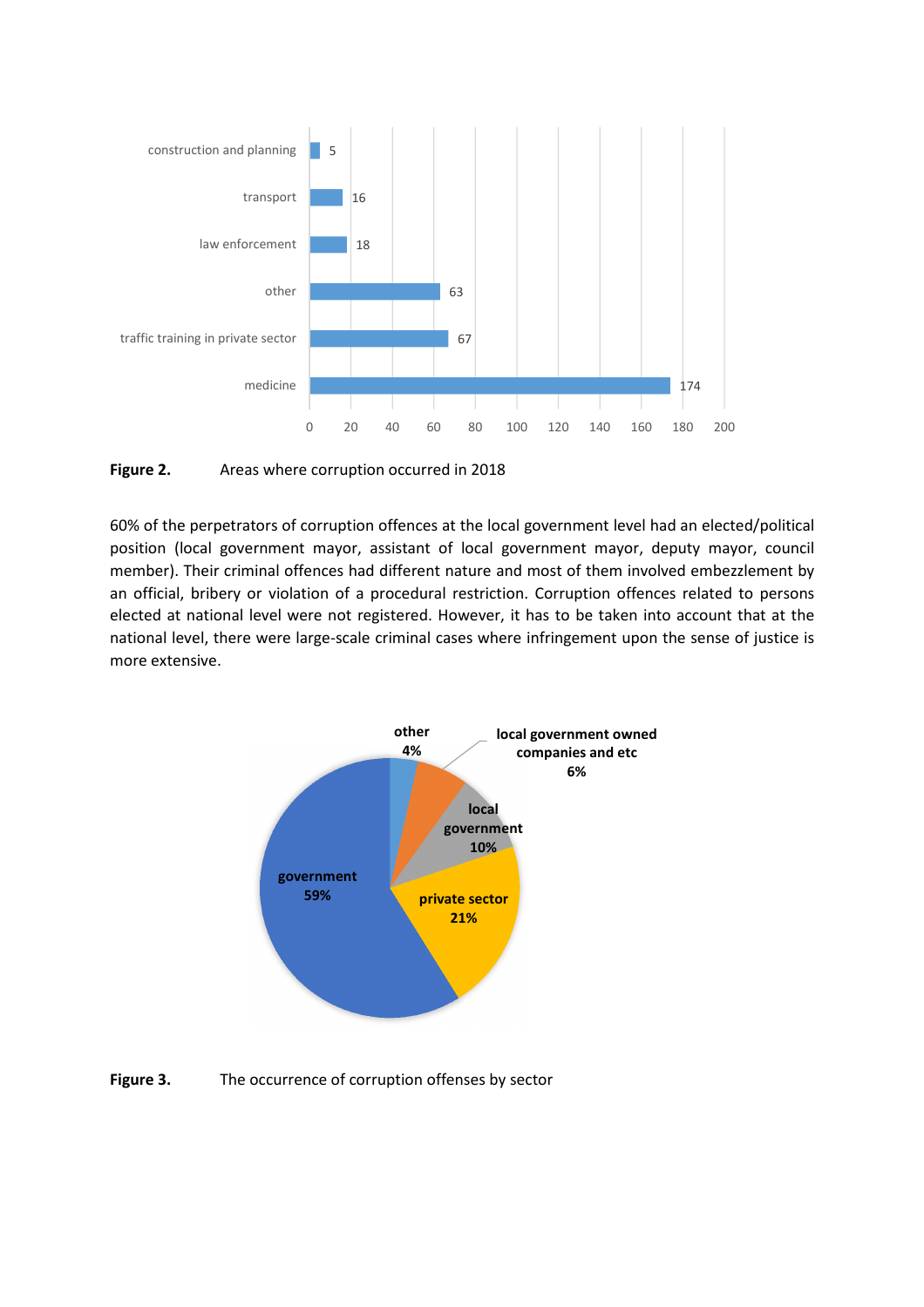construction and planning 5

transport 16

law enforcement 18

other 63

traffic training in private sector 67

medicine 174

0 20 40 60 80 100 120 140 160 180 200

**Figure 2.** Areas where corruption occurred in 2018

60% of the perpetrators of corruption offences at the local government level had an elected/political position (local government mayor, assistant of local government mayor, deputy mayor, council member). Their criminal offences had different nature and most of them involved embezzlement by an official, bribery or violation of a procedural restriction. Corruption offences related to persons elected at national level were not registered. However, it has to be taken into account that at the national level, there were large-scale criminal cases where infringement upon the sense of justice is more extensive.

other 4%

local government owned companies and etc 6%

local government 10%

private sector 21%

government 59%

**Figure 3.** The occurrence of corruption offenses by sector